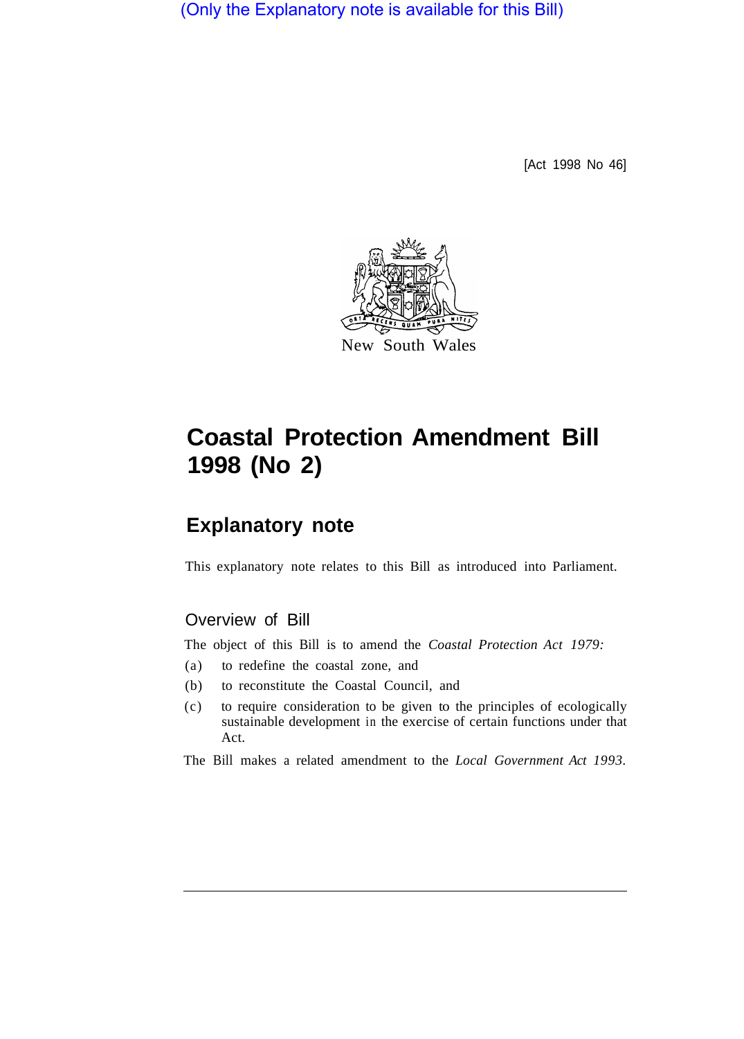(Only the Explanatory note is available for this Bill)

[Act 1998 No 46]

New South Wales

# Coastal Protection Amendment Bill 1998 (No 2)

## Explanatory note

This explanatory note relates to this Bill as introduced into Parliament.

### Overview of Bill

The object of this Bill is to amend the *Coastal Protection Act 1979:*

(a) to redefine the coastal zone, and

(b) to reconstitute the Coastal Council, and

(c) to require consideration to be given to the principles of ecologically sustainable development in the exercise of certain functions under that Act.

The Bill makes a related amendment to the *Local Government Act 1993*.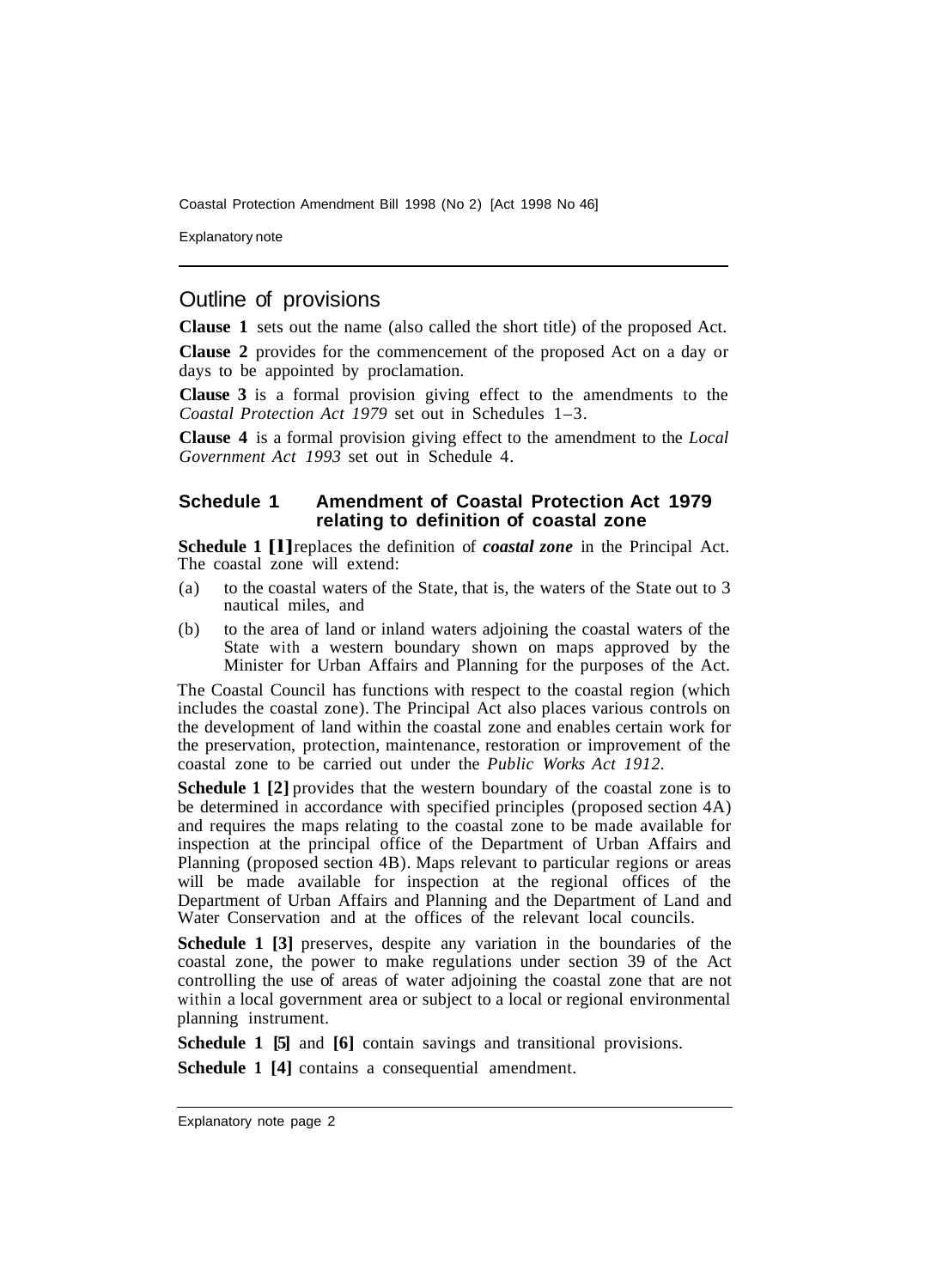## Outline of provisions

**Clause 1** sets out the name (also called the short title) of the proposed Act.

**Clause 2** provides for the commencement of the proposed Act on a day or days to be appointed by proclamation.

**Clause 3** is a formal provision giving effect to the amendments to the *Coastal Protection Act 1979* set out in Schedules 1–3.

**Clause 4** is a formal provision giving effect to the amendment to the *Local Government Act 1993* set out in Schedule 4.

### Schedule 1 Amendment of Coastal Protection Act 1979 relating to definition of coastal zone

**Schedule 1 [1]** replaces the definition of ***coastal zone*** in the Principal Act. The coastal zone will extend:

(a) to the coastal waters of the State, that is, the waters of the State out to 3 nautical miles, and

(b) to the area of land or inland waters adjoining the coastal waters of the State with a western boundary shown on maps approved by the Minister for Urban Affairs and Planning for the purposes of the Act.

The Coastal Council has functions with respect to the coastal region (which includes the coastal zone). The Principal Act also places various controls on the development of land within the coastal zone and enables certain work for the preservation, protection, maintenance, restoration or improvement of the coastal zone to be carried out under the *Public Works Act 1912*.

**Schedule 1 [2]** provides that the western boundary of the coastal zone is to be determined in accordance with specified principles (proposed section 4A) and requires the maps relating to the coastal zone to be made available for inspection at the principal office of the Department of Urban Affairs and Planning (proposed section 4B). Maps relevant to particular regions or areas will be made available for inspection at the regional offices of the Department of Urban Affairs and Planning and the Department of Land and Water Conservation and at the offices of the relevant local councils.

**Schedule 1 [3]** preserves, despite any variation in the boundaries of the coastal zone, the power to make regulations under section 39 of the Act controlling the use of areas of water adjoining the coastal zone that are not within a local government area or subject to a local or regional environmental planning instrument.

**Schedule 1 [5]** and **[6]** contain savings and transitional provisions.

**Schedule 1 [4]** contains a consequential amendment.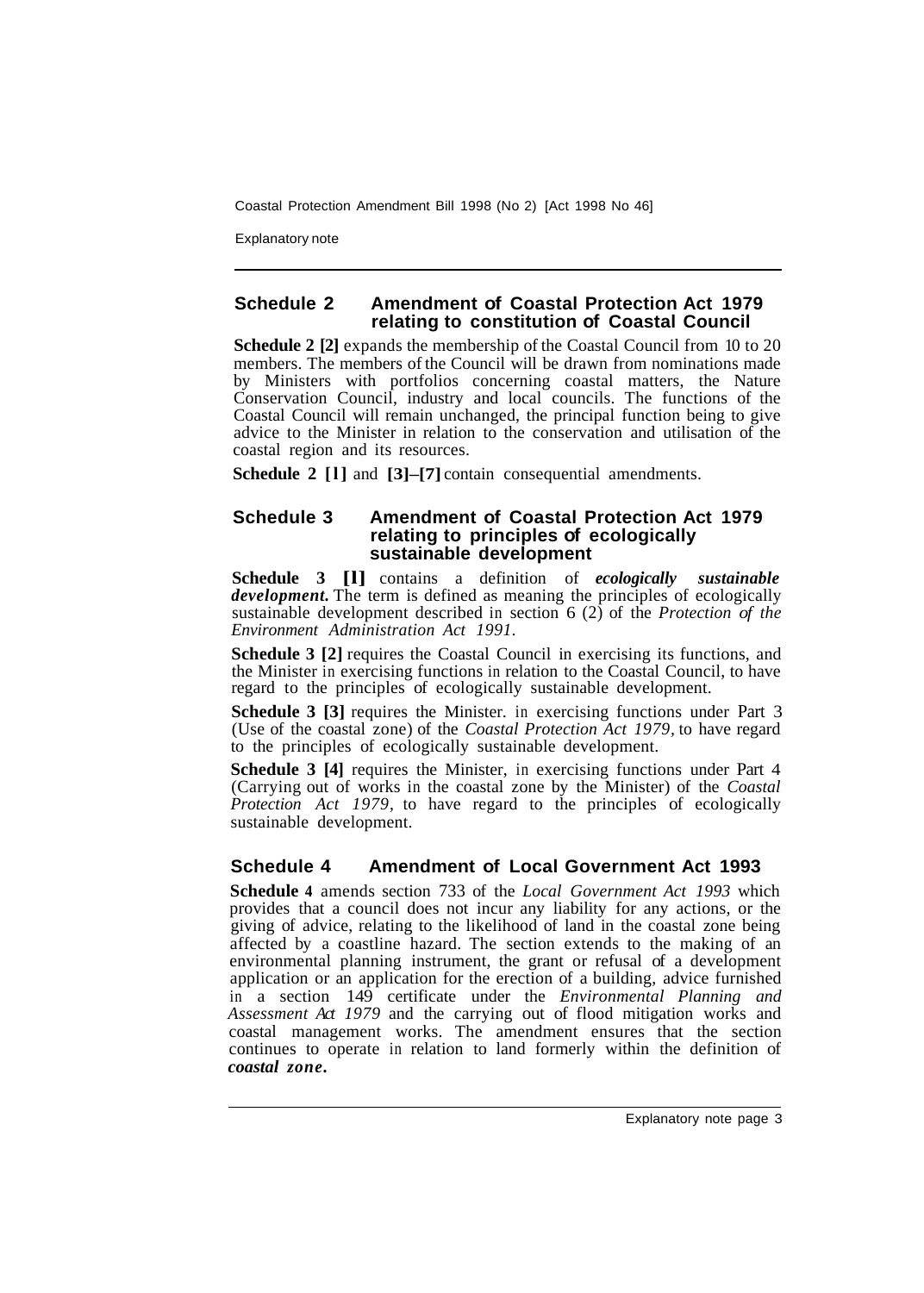## Schedule 2 Amendment of Coastal Protection Act 1979 relating to constitution of Coastal Council

**Schedule 2 [2]** expands the membership of the Coastal Council from 10 to 20 members. The members of the Council will be drawn from nominations made by Ministers with portfolios concerning coastal matters, the Nature Conservation Council, industry and local councils. The functions of the Coastal Council will remain unchanged, the principal function being to give advice to the Minister in relation to the conservation and utilisation of the coastal region and its resources.

**Schedule 2 [1]** and **[3]–[7]** contain consequential amendments.

## Schedule 3 Amendment of Coastal Protection Act 1979 relating to principles of ecologically sustainable development

**Schedule 3 [1]** contains a definition of ***ecologically sustainable development.*** The term is defined as meaning the principles of ecologically sustainable development described in section 6 (2) of the *Protection of the Environment Administration Act 1991*.

**Schedule 3 [2]** requires the Coastal Council in exercising its functions, and the Minister in exercising functions in relation to the Coastal Council, to have regard to the principles of ecologically sustainable development.

**Schedule 3 [3]** requires the Minister. in exercising functions under Part 3 (Use of the coastal zone) of the *Coastal Protection Act 1979*, to have regard to the principles of ecologically sustainable development.

**Schedule 3 [4]** requires the Minister, in exercising functions under Part 4 (Carrying out of works in the coastal zone by the Minister) of the *Coastal Protection Act 1979*, to have regard to the principles of ecologically sustainable development.

## Schedule 4 Amendment of Local Government Act 1993

**Schedule 4** amends section 733 of the *Local Government Act 1993* which provides that a council does not incur any liability for any actions, or the giving of advice, relating to the likelihood of land in the coastal zone being affected by a coastline hazard. The section extends to the making of an environmental planning instrument, the grant or refusal of a development application or an application for the erection of a building, advice furnished in a section 149 certificate under the *Environmental Planning and Assessment Act 1979* and the carrying out of flood mitigation works and coastal management works. The amendment ensures that the section continues to operate in relation to land formerly within the definition of ***coastal zone.***